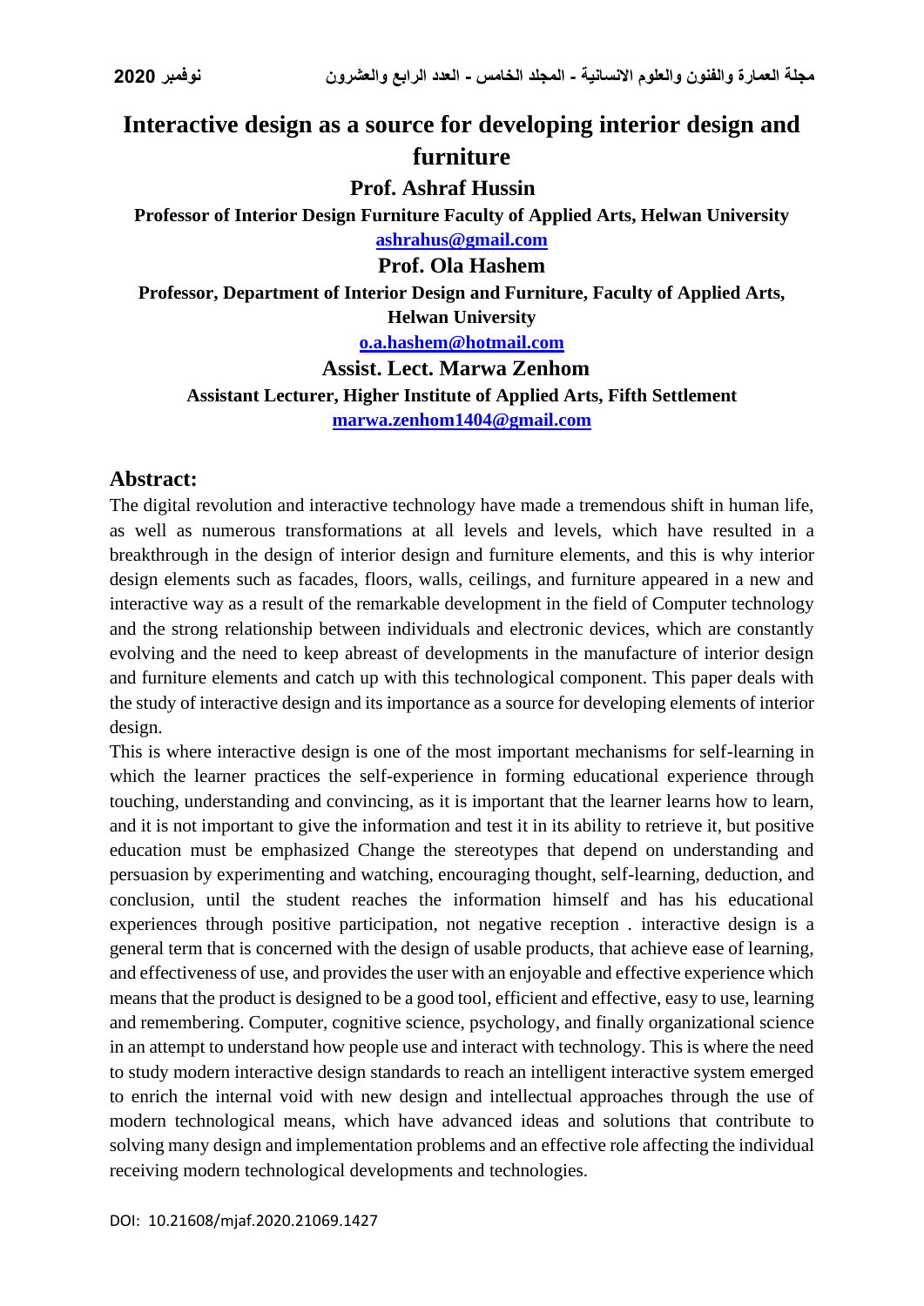# Interactive design as a source for developing interior design and furniture

**Prof. Ashraf Hussin**

**Professor of Interior Design Furniture Faculty of Applied Arts, Helwan University**

ashrahus@gmail.com

**Prof. Ola Hashem**

**Professor, Department of Interior Design and Furniture, Faculty of Applied Arts, Helwan University**

o.a.hashem@hotmail.com

**Assist. Lect. Marwa Zenhom**

**Assistant Lecturer, Higher Institute of Applied Arts, Fifth Settlement**

marwa.zenhom1404@gmail.com

## Abstract:

The digital revolution and interactive technology have made a tremendous shift in human life, as well as numerous transformations at all levels and levels, which have resulted in a breakthrough in the design of interior design and furniture elements, and this is why interior design elements such as facades, floors, walls, ceilings, and furniture appeared in a new and interactive way as a result of the remarkable development in the field of Computer technology and the strong relationship between individuals and electronic devices, which are constantly evolving and the need to keep abreast of developments in the manufacture of interior design and furniture elements and catch up with this technological component. This paper deals with the study of interactive design and its importance as a source for developing elements of interior design.

This is where interactive design is one of the most important mechanisms for self-learning in which the learner practices the self-experience in forming educational experience through touching, understanding and convincing, as it is important that the learner learns how to learn, and it is not important to give the information and test it in its ability to retrieve it, but positive education must be emphasized Change the stereotypes that depend on understanding and persuasion by experimenting and watching, encouraging thought, self-learning, deduction, and conclusion, until the student reaches the information himself and has his educational experiences through positive participation, not negative reception . interactive design is a general term that is concerned with the design of usable products, that achieve ease of learning, and effectiveness of use, and provides the user with an enjoyable and effective experience which means that the product is designed to be a good tool, efficient and effective, easy to use, learning and remembering. Computer, cognitive science, psychology, and finally organizational science in an attempt to understand how people use and interact with technology. This is where the need to study modern interactive design standards to reach an intelligent interactive system emerged to enrich the internal void with new design and intellectual approaches through the use of modern technological means, which have advanced ideas and solutions that contribute to solving many design and implementation problems and an effective role affecting the individual receiving modern technological developments and technologies.

DOI: 10.21608/mjaf.2020.21069.1427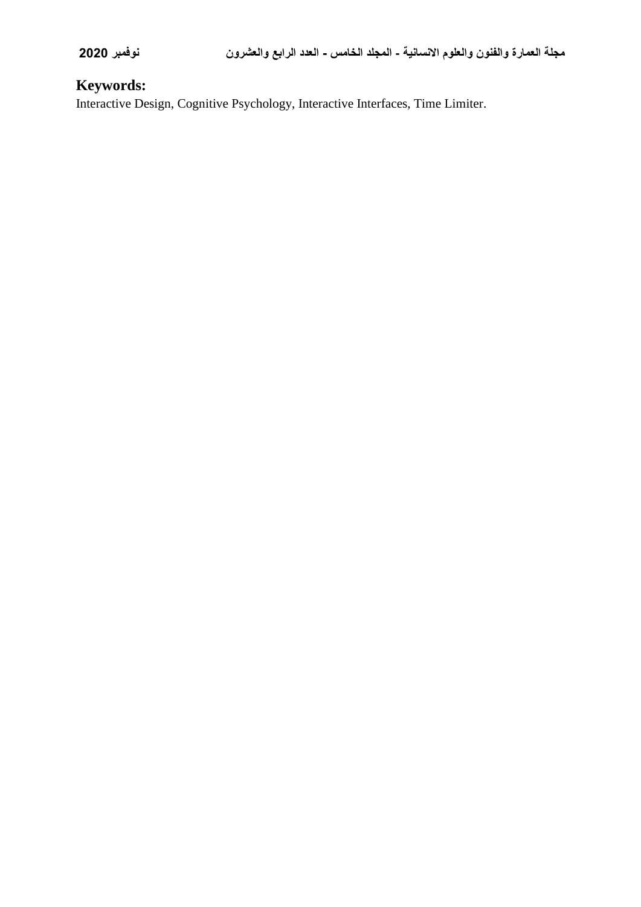**Keywords:**

Interactive Design, Cognitive Psychology, Interactive Interfaces, Time Limiter.